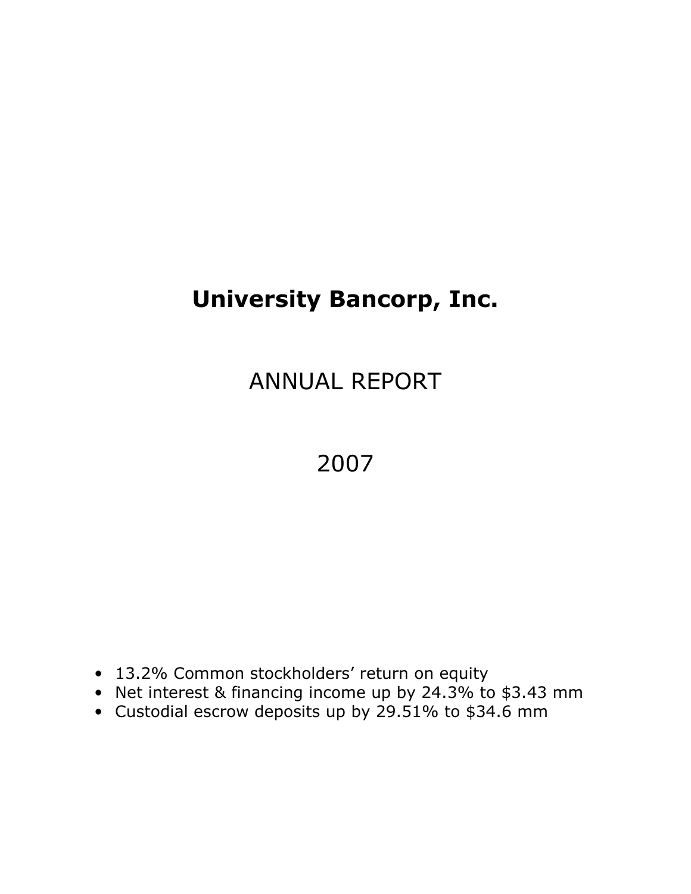# University Bancorp, Inc.

## ANNUAL REPORT

## 2007

- 13.2% Common stockholders' return on equity
- Net interest & financing income up by 24.3% to $3.43 mm
- Custodial escrow deposits up by 29.51% to $34.6 mm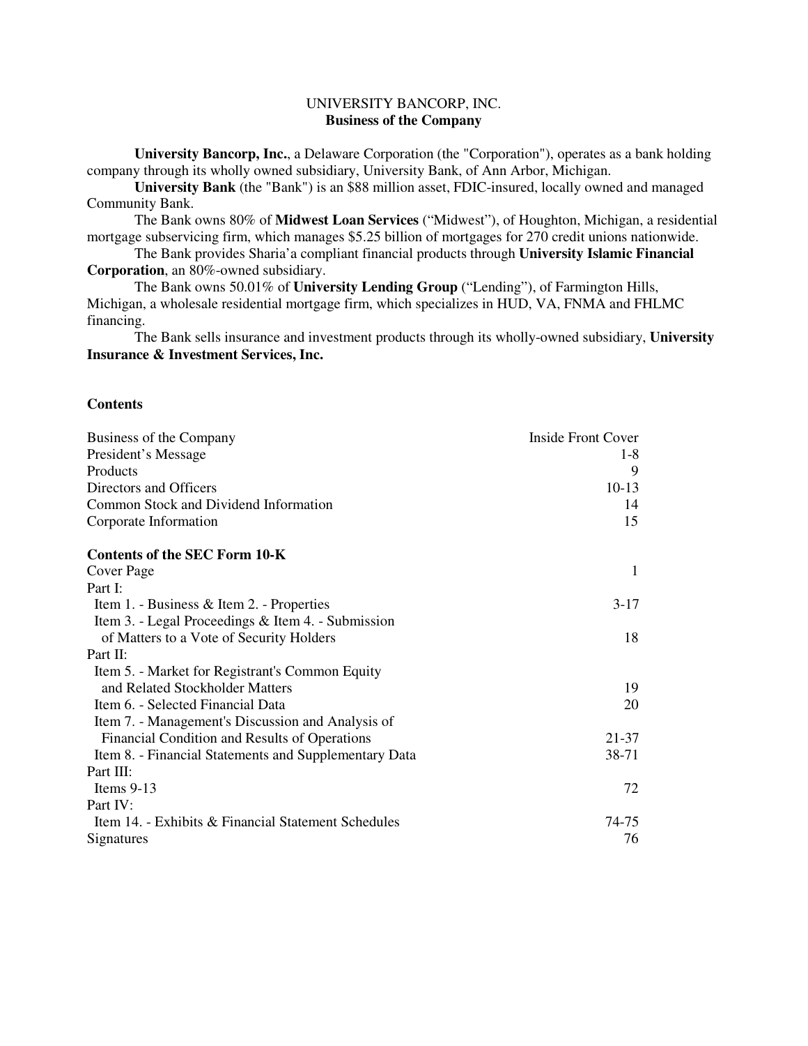# UNIVERSITY BANCORP, INC.

## Business of the Company

**University Bancorp, Inc.**, a Delaware Corporation (the "Corporation"), operates as a bank holding company through its wholly owned subsidiary, University Bank, of Ann Arbor, Michigan.

**University Bank** (the "Bank") is an $88 million asset, FDIC-insured, locally owned and managed Community Bank.

The Bank owns 80% of **Midwest Loan Services** ("Midwest"), of Houghton, Michigan, a residential mortgage subservicing firm, which manages $5.25 billion of mortgages for 270 credit unions nationwide.

The Bank provides Sharia'a compliant financial products through **University Islamic Financial Corporation**, an 80%-owned subsidiary.

The Bank owns 50.01% of **University Lending Group** ("Lending"), of Farmington Hills, Michigan, a wholesale residential mortgage firm, which specializes in HUD, VA, FNMA and FHLMC financing.

The Bank sells insurance and investment products through its wholly-owned subsidiary, **University Insurance & Investment Services, Inc.**

**Contents**

| | |
|---|---|
| Business of the Company | Inside Front Cover |
| President's Message | 1-8 |
| Products | 9 |
| Directors and Officers | 10-13 |
| Common Stock and Dividend Information | 14 |
| Corporate Information | 15 |

**Contents of the SEC Form 10-K**

| | |
|---|---|
| Cover Page | 1 |
| Part I: | |
| Item 1. - Business & Item 2. - Properties | 3-17 |
| Item 3. - Legal Proceedings & Item 4. - Submission of Matters to a Vote of Security Holders | 18 |
| Part II: | |
| Item 5. - Market for Registrant's Common Equity and Related Stockholder Matters | 19 |
| Item 6. - Selected Financial Data | 20 |
| Item 7. - Management's Discussion and Analysis of Financial Condition and Results of Operations | 21-37 |
| Item 8. - Financial Statements and Supplementary Data | 38-71 |
| Part III: | |
| Items 9-13 | 72 |
| Part IV: | |
| Item 14. - Exhibits & Financial Statement Schedules | 74-75 |
| Signatures | 76 |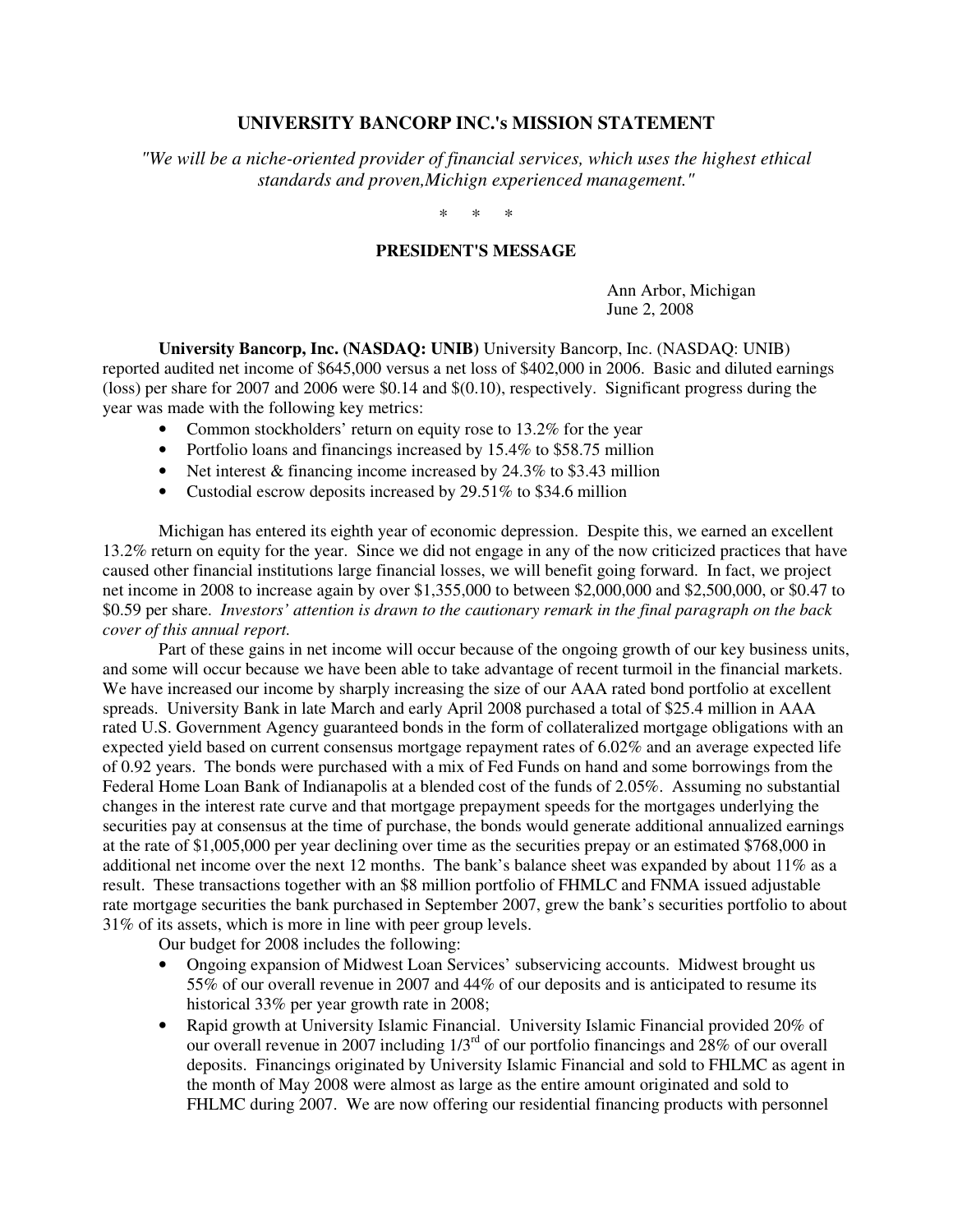## UNIVERSITY BANCORP INC.'s MISSION STATEMENT

*"We will be a niche-oriented provider of financial services, which uses the highest ethical standards and proven,Michign experienced management."*

\* \* \*

## PRESIDENT'S MESSAGE

Ann Arbor, Michigan
June 2, 2008

**University Bancorp, Inc. (NASDAQ: UNIB)** University Bancorp, Inc. (NASDAQ: UNIB) reported audited net income of $645,000 versus a net loss of $402,000 in 2006. Basic and diluted earnings (loss) per share for 2007 and 2006 were $0.14 and $(0.10), respectively. Significant progress during the year was made with the following key metrics:

- Common stockholders' return on equity rose to 13.2% for the year
- Portfolio loans and financings increased by 15.4% to $58.75 million
- Net interest & financing income increased by 24.3% to $3.43 million
- Custodial escrow deposits increased by 29.51% to $34.6 million

Michigan has entered its eighth year of economic depression. Despite this, we earned an excellent 13.2% return on equity for the year. Since we did not engage in any of the now criticized practices that have caused other financial institutions large financial losses, we will benefit going forward. In fact, we project net income in 2008 to increase again by over $1,355,000 to between $2,000,000 and $2,500,000, or $0.47 to $0.59 per share. *Investors' attention is drawn to the cautionary remark in the final paragraph on the back cover of this annual report.*

Part of these gains in net income will occur because of the ongoing growth of our key business units, and some will occur because we have been able to take advantage of recent turmoil in the financial markets. We have increased our income by sharply increasing the size of our AAA rated bond portfolio at excellent spreads. University Bank in late March and early April 2008 purchased a total of $25.4 million in AAA rated U.S. Government Agency guaranteed bonds in the form of collateralized mortgage obligations with an expected yield based on current consensus mortgage repayment rates of 6.02% and an average expected life of 0.92 years. The bonds were purchased with a mix of Fed Funds on hand and some borrowings from the Federal Home Loan Bank of Indianapolis at a blended cost of the funds of 2.05%. Assuming no substantial changes in the interest rate curve and that mortgage prepayment speeds for the mortgages underlying the securities pay at consensus at the time of purchase, the bonds would generate additional annualized earnings at the rate of $1,005,000 per year declining over time as the securities prepay or an estimated $768,000 in additional net income over the next 12 months. The bank's balance sheet was expanded by about 11% as a result. These transactions together with an $8 million portfolio of FHMLC and FNMA issued adjustable rate mortgage securities the bank purchased in September 2007, grew the bank's securities portfolio to about 31% of its assets, which is more in line with peer group levels.

Our budget for 2008 includes the following:

- Ongoing expansion of Midwest Loan Services' subservicing accounts. Midwest brought us 55% of our overall revenue in 2007 and 44% of our deposits and is anticipated to resume its historical 33% per year growth rate in 2008;
- Rapid growth at University Islamic Financial. University Islamic Financial provided 20% of our overall revenue in 2007 including 1/3rd of our portfolio financings and 28% of our overall deposits. Financings originated by University Islamic Financial and sold to FHLMC as agent in the month of May 2008 were almost as large as the entire amount originated and sold to FHLMC during 2007. We are now offering our residential financing products with personnel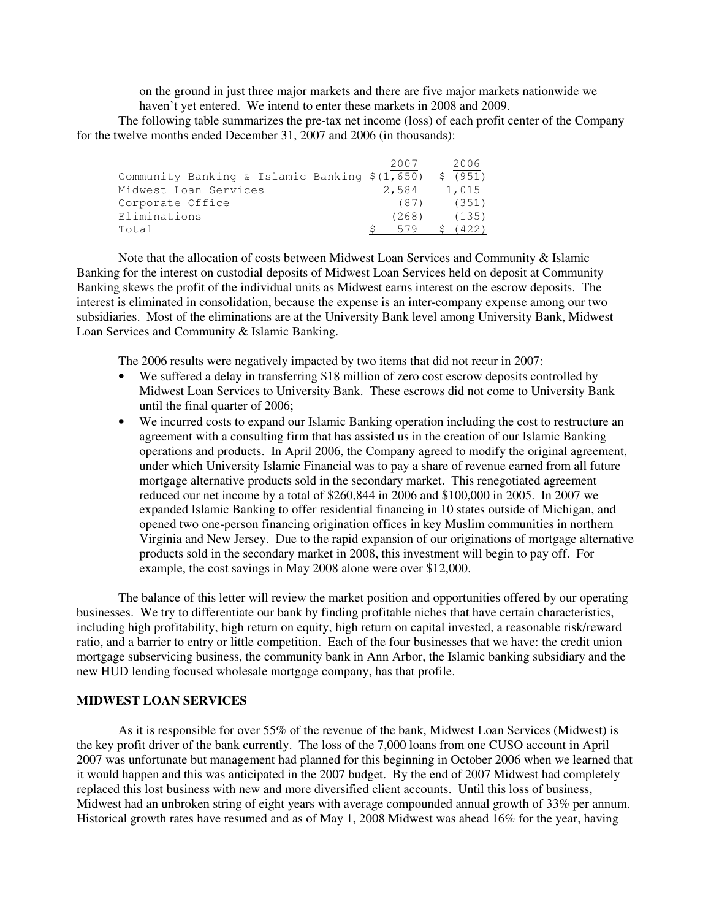on the ground in just three major markets and there are five major markets nationwide we haven't yet entered. We intend to enter these markets in 2008 and 2009.

The following table summarizes the pre-tax net income (loss) of each profit center of the Company for the twelve months ended December 31, 2007 and 2006 (in thousands):

| | 2007 | 2006 |
|---|---|---|
| Community Banking & Islamic Banking | $(1,650) | $ (951) |
| Midwest Loan Services | 2,584 | 1,015 |
| Corporate Office | (87) | (351) |
| Eliminations | (268) | (135) |
| Total | $ 579 | $ (422) |

Note that the allocation of costs between Midwest Loan Services and Community & Islamic Banking for the interest on custodial deposits of Midwest Loan Services held on deposit at Community Banking skews the profit of the individual units as Midwest earns interest on the escrow deposits. The interest is eliminated in consolidation, because the expense is an inter-company expense among our two subsidiaries. Most of the eliminations are at the University Bank level among University Bank, Midwest Loan Services and Community & Islamic Banking.

The 2006 results were negatively impacted by two items that did not recur in 2007:

- We suffered a delay in transferring $18 million of zero cost escrow deposits controlled by Midwest Loan Services to University Bank. These escrows did not come to University Bank until the final quarter of 2006;
- We incurred costs to expand our Islamic Banking operation including the cost to restructure an agreement with a consulting firm that has assisted us in the creation of our Islamic Banking operations and products. In April 2006, the Company agreed to modify the original agreement, under which University Islamic Financial was to pay a share of revenue earned from all future mortgage alternative products sold in the secondary market. This renegotiated agreement reduced our net income by a total of $260,844 in 2006 and $100,000 in 2005. In 2007 we expanded Islamic Banking to offer residential financing in 10 states outside of Michigan, and opened two one-person financing origination offices in key Muslim communities in northern Virginia and New Jersey. Due to the rapid expansion of our originations of mortgage alternative products sold in the secondary market in 2008, this investment will begin to pay off. For example, the cost savings in May 2008 alone were over $12,000.

The balance of this letter will review the market position and opportunities offered by our operating businesses. We try to differentiate our bank by finding profitable niches that have certain characteristics, including high profitability, high return on equity, high return on capital invested, a reasonable risk/reward ratio, and a barrier to entry or little competition. Each of the four businesses that we have: the credit union mortgage subservicing business, the community bank in Ann Arbor, the Islamic banking subsidiary and the new HUD lending focused wholesale mortgage company, has that profile.

**MIDWEST LOAN SERVICES**

As it is responsible for over 55% of the revenue of the bank, Midwest Loan Services (Midwest) is the key profit driver of the bank currently. The loss of the 7,000 loans from one CUSO account in April 2007 was unfortunate but management had planned for this beginning in October 2006 when we learned that it would happen and this was anticipated in the 2007 budget. By the end of 2007 Midwest had completely replaced this lost business with new and more diversified client accounts. Until this loss of business, Midwest had an unbroken string of eight years with average compounded annual growth of 33% per annum. Historical growth rates have resumed and as of May 1, 2008 Midwest was ahead 16% for the year, having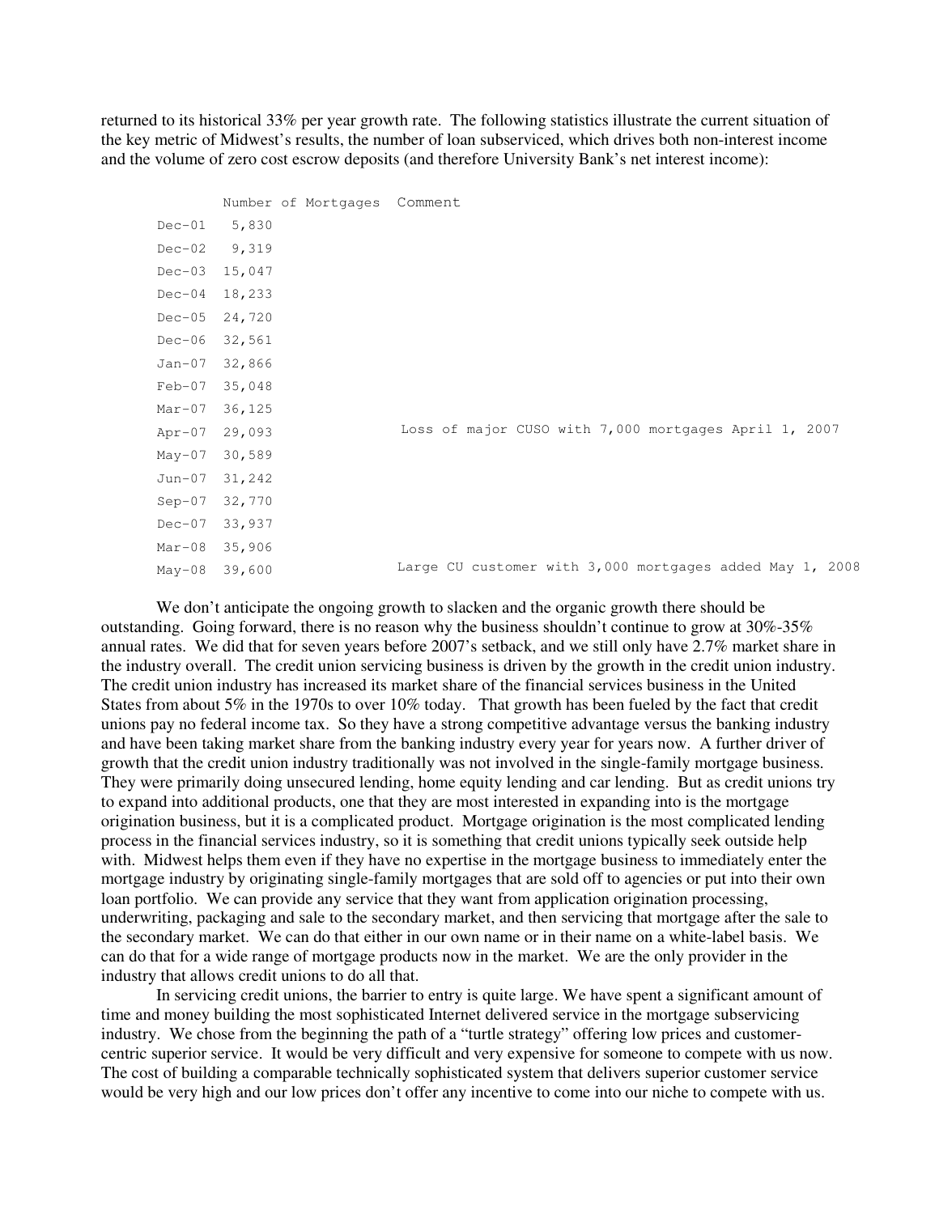returned to its historical 33% per year growth rate. The following statistics illustrate the current situation of the key metric of Midwest's results, the number of loan subserviced, which drives both non-interest income and the volume of zero cost escrow deposits (and therefore University Bank's net interest income):

| | Number of Mortgages | Comment |
|---|---|---|
| Dec-01 | 5,830 | |
| Dec-02 | 9,319 | |
| Dec-03 | 15,047 | |
| Dec-04 | 18,233 | |
| Dec-05 | 24,720 | |
| Dec-06 | 32,561 | |
| Jan-07 | 32,866 | |
| Feb-07 | 35,048 | |
| Mar-07 | 36,125 | |
| Apr-07 | 29,093 | Loss of major CUSO with 7,000 mortgages April 1, 2007 |
| May-07 | 30,589 | |
| Jun-07 | 31,242 | |
| Sep-07 | 32,770 | |
| Dec-07 | 33,937 | |
| Mar-08 | 35,906 | |
| May-08 | 39,600 | Large CU customer with 3,000 mortgages added May 1, 2008 |

We don't anticipate the ongoing growth to slacken and the organic growth there should be outstanding. Going forward, there is no reason why the business shouldn't continue to grow at 30%-35% annual rates. We did that for seven years before 2007's setback, and we still only have 2.7% market share in the industry overall. The credit union servicing business is driven by the growth in the credit union industry. The credit union industry has increased its market share of the financial services business in the United States from about 5% in the 1970s to over 10% today. That growth has been fueled by the fact that credit unions pay no federal income tax. So they have a strong competitive advantage versus the banking industry and have been taking market share from the banking industry every year for years now. A further driver of growth that the credit union industry traditionally was not involved in the single-family mortgage business. They were primarily doing unsecured lending, home equity lending and car lending. But as credit unions try to expand into additional products, one that they are most interested in expanding into is the mortgage origination business, but it is a complicated product. Mortgage origination is the most complicated lending process in the financial services industry, so it is something that credit unions typically seek outside help with. Midwest helps them even if they have no expertise in the mortgage business to immediately enter the mortgage industry by originating single-family mortgages that are sold off to agencies or put into their own loan portfolio. We can provide any service that they want from application origination processing, underwriting, packaging and sale to the secondary market, and then servicing that mortgage after the sale to the secondary market. We can do that either in our own name or in their name on a white-label basis. We can do that for a wide range of mortgage products now in the market. We are the only provider in the industry that allows credit unions to do all that.

In servicing credit unions, the barrier to entry is quite large. We have spent a significant amount of time and money building the most sophisticated Internet delivered service in the mortgage subservicing industry. We chose from the beginning the path of a "turtle strategy" offering low prices and customer-centric superior service. It would be very difficult and very expensive for someone to compete with us now. The cost of building a comparable technically sophisticated system that delivers superior customer service would be very high and our low prices don't offer any incentive to come into our niche to compete with us.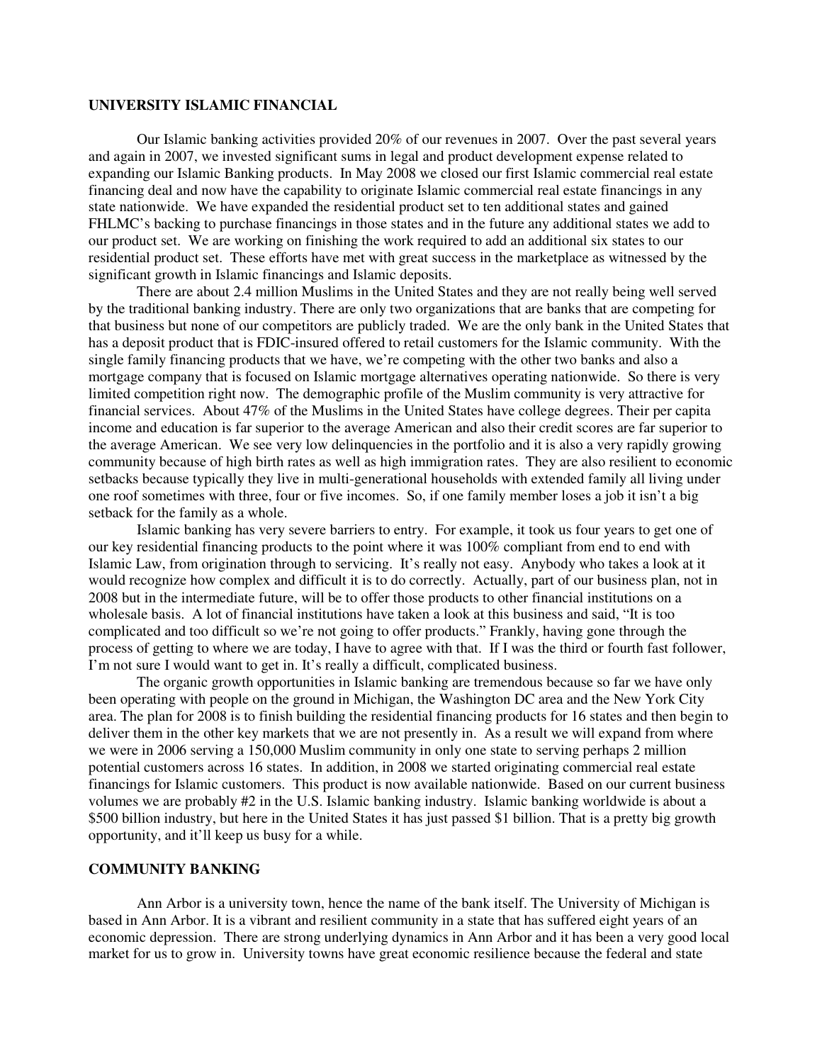**UNIVERSITY ISLAMIC FINANCIAL**

Our Islamic banking activities provided 20% of our revenues in 2007. Over the past several years and again in 2007, we invested significant sums in legal and product development expense related to expanding our Islamic Banking products. In May 2008 we closed our first Islamic commercial real estate financing deal and now have the capability to originate Islamic commercial real estate financings in any state nationwide. We have expanded the residential product set to ten additional states and gained FHLMC's backing to purchase financings in those states and in the future any additional states we add to our product set. We are working on finishing the work required to add an additional six states to our residential product set. These efforts have met with great success in the marketplace as witnessed by the significant growth in Islamic financings and Islamic deposits.

There are about 2.4 million Muslims in the United States and they are not really being well served by the traditional banking industry. There are only two organizations that are banks that are competing for that business but none of our competitors are publicly traded. We are the only bank in the United States that has a deposit product that is FDIC-insured offered to retail customers for the Islamic community. With the single family financing products that we have, we're competing with the other two banks and also a mortgage company that is focused on Islamic mortgage alternatives operating nationwide. So there is very limited competition right now. The demographic profile of the Muslim community is very attractive for financial services. About 47% of the Muslims in the United States have college degrees. Their per capita income and education is far superior to the average American and also their credit scores are far superior to the average American. We see very low delinquencies in the portfolio and it is also a very rapidly growing community because of high birth rates as well as high immigration rates. They are also resilient to economic setbacks because typically they live in multi-generational households with extended family all living under one roof sometimes with three, four or five incomes. So, if one family member loses a job it isn't a big setback for the family as a whole.

Islamic banking has very severe barriers to entry. For example, it took us four years to get one of our key residential financing products to the point where it was 100% compliant from end to end with Islamic Law, from origination through to servicing. It's really not easy. Anybody who takes a look at it would recognize how complex and difficult it is to do correctly. Actually, part of our business plan, not in 2008 but in the intermediate future, will be to offer those products to other financial institutions on a wholesale basis. A lot of financial institutions have taken a look at this business and said, "It is too complicated and too difficult so we're not going to offer products." Frankly, having gone through the process of getting to where we are today, I have to agree with that. If I was the third or fourth fast follower, I'm not sure I would want to get in. It's really a difficult, complicated business.

The organic growth opportunities in Islamic banking are tremendous because so far we have only been operating with people on the ground in Michigan, the Washington DC area and the New York City area. The plan for 2008 is to finish building the residential financing products for 16 states and then begin to deliver them in the other key markets that we are not presently in. As a result we will expand from where we were in 2006 serving a 150,000 Muslim community in only one state to serving perhaps 2 million potential customers across 16 states. In addition, in 2008 we started originating commercial real estate financings for Islamic customers. This product is now available nationwide. Based on our current business volumes we are probably #2 in the U.S. Islamic banking industry. Islamic banking worldwide is about a $500 billion industry, but here in the United States it has just passed $1 billion. That is a pretty big growth opportunity, and it'll keep us busy for a while.

**COMMUNITY BANKING**

Ann Arbor is a university town, hence the name of the bank itself. The University of Michigan is based in Ann Arbor. It is a vibrant and resilient community in a state that has suffered eight years of an economic depression. There are strong underlying dynamics in Ann Arbor and it has been a very good local market for us to grow in. University towns have great economic resilience because the federal and state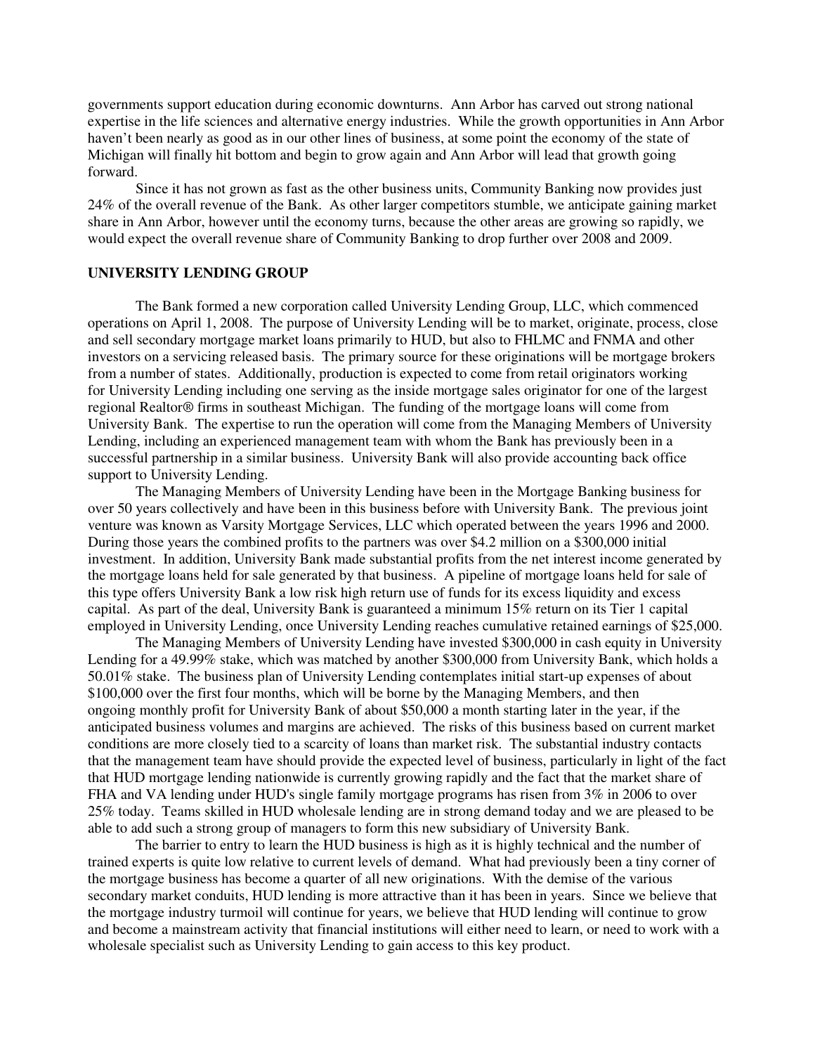governments support education during economic downturns. Ann Arbor has carved out strong national expertise in the life sciences and alternative energy industries. While the growth opportunities in Ann Arbor haven't been nearly as good as in our other lines of business, at some point the economy of the state of Michigan will finally hit bottom and begin to grow again and Ann Arbor will lead that growth going forward.

Since it has not grown as fast as the other business units, Community Banking now provides just 24% of the overall revenue of the Bank. As other larger competitors stumble, we anticipate gaining market share in Ann Arbor, however until the economy turns, because the other areas are growing so rapidly, we would expect the overall revenue share of Community Banking to drop further over 2008 and 2009.

**UNIVERSITY LENDING GROUP**

The Bank formed a new corporation called University Lending Group, LLC, which commenced operations on April 1, 2008. The purpose of University Lending will be to market, originate, process, close and sell secondary mortgage market loans primarily to HUD, but also to FHLMC and FNMA and other investors on a servicing released basis. The primary source for these originations will be mortgage brokers from a number of states. Additionally, production is expected to come from retail originators working for University Lending including one serving as the inside mortgage sales originator for one of the largest regional Realtor® firms in southeast Michigan. The funding of the mortgage loans will come from University Bank. The expertise to run the operation will come from the Managing Members of University Lending, including an experienced management team with whom the Bank has previously been in a successful partnership in a similar business. University Bank will also provide accounting back office support to University Lending.

The Managing Members of University Lending have been in the Mortgage Banking business for over 50 years collectively and have been in this business before with University Bank. The previous joint venture was known as Varsity Mortgage Services, LLC which operated between the years 1996 and 2000. During those years the combined profits to the partners was over $4.2 million on a $300,000 initial investment. In addition, University Bank made substantial profits from the net interest income generated by the mortgage loans held for sale generated by that business. A pipeline of mortgage loans held for sale of this type offers University Bank a low risk high return use of funds for its excess liquidity and excess capital. As part of the deal, University Bank is guaranteed a minimum 15% return on its Tier 1 capital employed in University Lending, once University Lending reaches cumulative retained earnings of $25,000.

The Managing Members of University Lending have invested $300,000 in cash equity in University Lending for a 49.99% stake, which was matched by another $300,000 from University Bank, which holds a 50.01% stake. The business plan of University Lending contemplates initial start-up expenses of about $100,000 over the first four months, which will be borne by the Managing Members, and then ongoing monthly profit for University Bank of about $50,000 a month starting later in the year, if the anticipated business volumes and margins are achieved. The risks of this business based on current market conditions are more closely tied to a scarcity of loans than market risk. The substantial industry contacts that the management team have should provide the expected level of business, particularly in light of the fact that HUD mortgage lending nationwide is currently growing rapidly and the fact that the market share of FHA and VA lending under HUD's single family mortgage programs has risen from 3% in 2006 to over 25% today. Teams skilled in HUD wholesale lending are in strong demand today and we are pleased to be able to add such a strong group of managers to form this new subsidiary of University Bank.

The barrier to entry to learn the HUD business is high as it is highly technical and the number of trained experts is quite low relative to current levels of demand. What had previously been a tiny corner of the mortgage business has become a quarter of all new originations. With the demise of the various secondary market conduits, HUD lending is more attractive than it has been in years. Since we believe that the mortgage industry turmoil will continue for years, we believe that HUD lending will continue to grow and become a mainstream activity that financial institutions will either need to learn, or need to work with a wholesale specialist such as University Lending to gain access to this key product.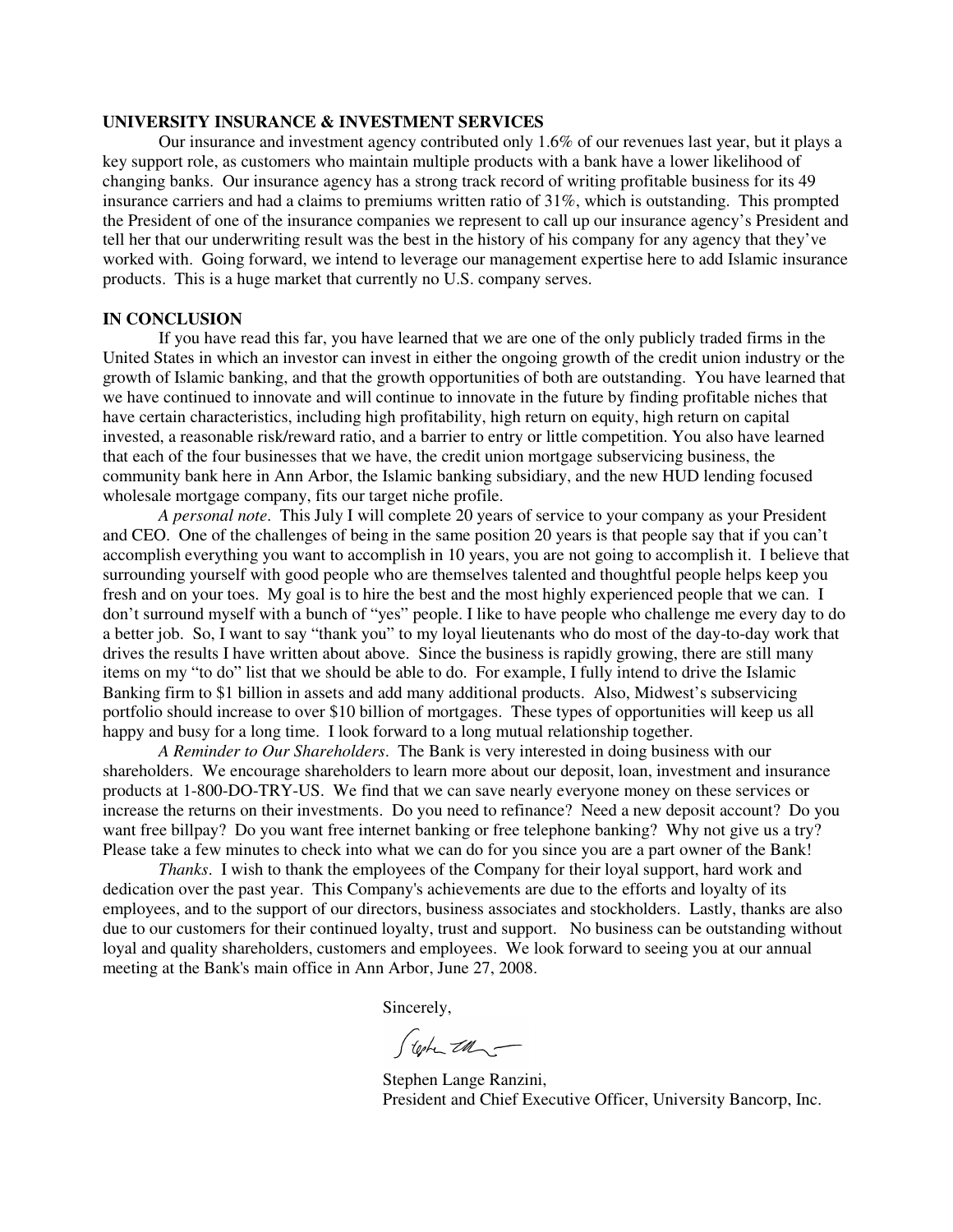## UNIVERSITY INSURANCE & INVESTMENT SERVICES

Our insurance and investment agency contributed only 1.6% of our revenues last year, but it plays a key support role, as customers who maintain multiple products with a bank have a lower likelihood of changing banks. Our insurance agency has a strong track record of writing profitable business for its 49 insurance carriers and had a claims to premiums written ratio of 31%, which is outstanding. This prompted the President of one of the insurance companies we represent to call up our insurance agency's President and tell her that our underwriting result was the best in the history of his company for any agency that they've worked with. Going forward, we intend to leverage our management expertise here to add Islamic insurance products. This is a huge market that currently no U.S. company serves.

## IN CONCLUSION

If you have read this far, you have learned that we are one of the only publicly traded firms in the United States in which an investor can invest in either the ongoing growth of the credit union industry or the growth of Islamic banking, and that the growth opportunities of both are outstanding. You have learned that we have continued to innovate and will continue to innovate in the future by finding profitable niches that have certain characteristics, including high profitability, high return on equity, high return on capital invested, a reasonable risk/reward ratio, and a barrier to entry or little competition. You also have learned that each of the four businesses that we have, the credit union mortgage subservicing business, the community bank here in Ann Arbor, the Islamic banking subsidiary, and the new HUD lending focused wholesale mortgage company, fits our target niche profile.

*A personal note*. This July I will complete 20 years of service to your company as your President and CEO. One of the challenges of being in the same position 20 years is that people say that if you can't accomplish everything you want to accomplish in 10 years, you are not going to accomplish it. I believe that surrounding yourself with good people who are themselves talented and thoughtful people helps keep you fresh and on your toes. My goal is to hire the best and the most highly experienced people that we can. I don't surround myself with a bunch of "yes" people. I like to have people who challenge me every day to do a better job. So, I want to say "thank you" to my loyal lieutenants who do most of the day-to-day work that drives the results I have written about above. Since the business is rapidly growing, there are still many items on my "to do" list that we should be able to do. For example, I fully intend to drive the Islamic Banking firm to $1 billion in assets and add many additional products. Also, Midwest's subservicing portfolio should increase to over $10 billion of mortgages. These types of opportunities will keep us all happy and busy for a long time. I look forward to a long mutual relationship together.

*A Reminder to Our Shareholders*. The Bank is very interested in doing business with our shareholders. We encourage shareholders to learn more about our deposit, loan, investment and insurance products at 1-800-DO-TRY-US. We find that we can save nearly everyone money on these services or increase the returns on their investments. Do you need to refinance? Need a new deposit account? Do you want free billpay? Do you want free internet banking or free telephone banking? Why not give us a try? Please take a few minutes to check into what we can do for you since you are a part owner of the Bank!

*Thanks*. I wish to thank the employees of the Company for their loyal support, hard work and dedication over the past year. This Company's achievements are due to the efforts and loyalty of its employees, and to the support of our directors, business associates and stockholders. Lastly, thanks are also due to our customers for their continued loyalty, trust and support. No business can be outstanding without loyal and quality shareholders, customers and employees. We look forward to seeing you at our annual meeting at the Bank's main office in Ann Arbor, June 27, 2008.

Sincerely,

Stephen Lange Ranzini,
President and Chief Executive Officer, University Bancorp, Inc.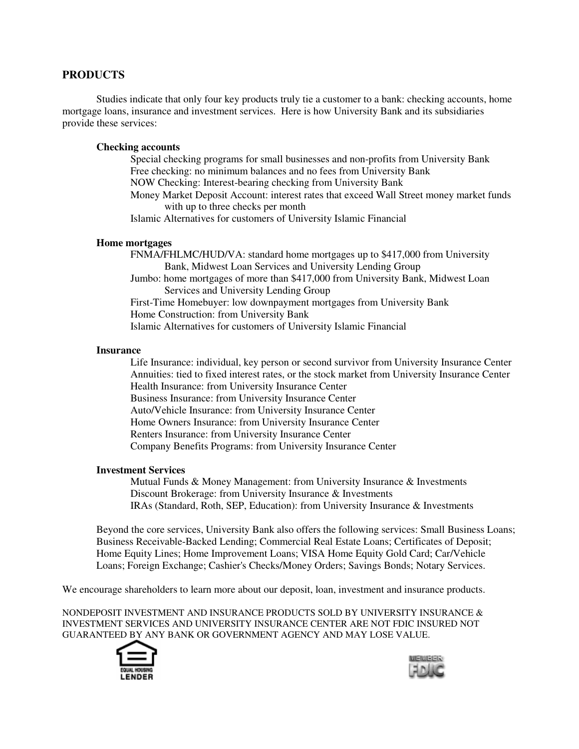## PRODUCTS

Studies indicate that only four key products truly tie a customer to a bank: checking accounts, home mortgage loans, insurance and investment services. Here is how University Bank and its subsidiaries provide these services:

**Checking accounts**

- Special checking programs for small businesses and non-profits from University Bank
- Free checking: no minimum balances and no fees from University Bank
- NOW Checking: Interest-bearing checking from University Bank
- Money Market Deposit Account: interest rates that exceed Wall Street money market funds with up to three checks per month
- Islamic Alternatives for customers of University Islamic Financial

**Home mortgages**

- FNMA/FHLMC/HUD/VA: standard home mortgages up to $417,000 from University Bank, Midwest Loan Services and University Lending Group
- Jumbo: home mortgages of more than $417,000 from University Bank, Midwest Loan Services and University Lending Group
- First-Time Homebuyer: low downpayment mortgages from University Bank
- Home Construction: from University Bank
- Islamic Alternatives for customers of University Islamic Financial

**Insurance**

- Life Insurance: individual, key person or second survivor from University Insurance Center
- Annuities: tied to fixed interest rates, or the stock market from University Insurance Center
- Health Insurance: from University Insurance Center
- Business Insurance: from University Insurance Center
- Auto/Vehicle Insurance: from University Insurance Center
- Home Owners Insurance: from University Insurance Center
- Renters Insurance: from University Insurance Center
- Company Benefits Programs: from University Insurance Center

**Investment Services**

- Mutual Funds & Money Management: from University Insurance & Investments
- Discount Brokerage: from University Insurance & Investments
- IRAs (Standard, Roth, SEP, Education): from University Insurance & Investments

Beyond the core services, University Bank also offers the following services: Small Business Loans; Business Receivable-Backed Lending; Commercial Real Estate Loans; Certificates of Deposit; Home Equity Lines; Home Improvement Loans; VISA Home Equity Gold Card; Car/Vehicle Loans; Foreign Exchange; Cashier's Checks/Money Orders; Savings Bonds; Notary Services.

We encourage shareholders to learn more about our deposit, loan, investment and insurance products.

NONDEPOSIT INVESTMENT AND INSURANCE PRODUCTS SOLD BY UNIVERSITY INSURANCE & INVESTMENT SERVICES AND UNIVERSITY INSURANCE CENTER ARE NOT FDIC INSURED NOT GUARANTEED BY ANY BANK OR GOVERNMENT AGENCY AND MAY LOSE VALUE.

EQUAL HOUSING LENDER

MEMBER FDIC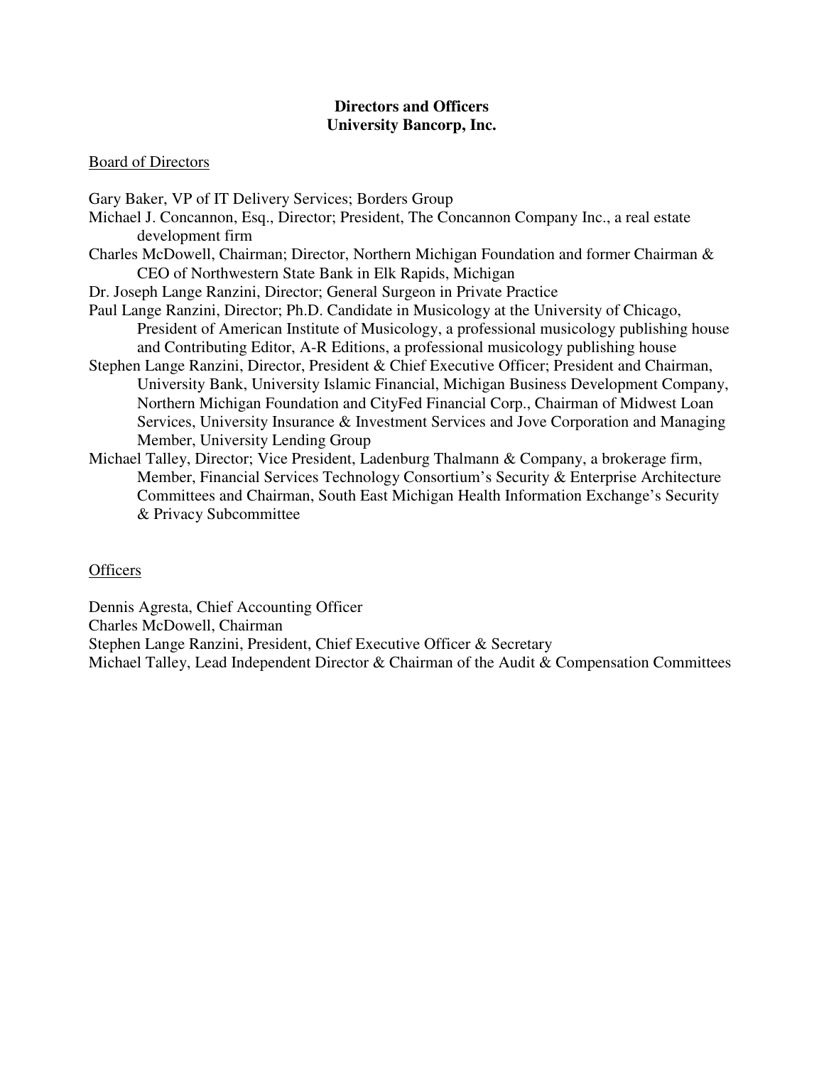**Directors and Officers**
**University Bancorp, Inc.**

Board of Directors

Gary Baker, VP of IT Delivery Services; Borders Group

Michael J. Concannon, Esq., Director; President, The Concannon Company Inc., a real estate development firm

Charles McDowell, Chairman; Director, Northern Michigan Foundation and former Chairman & CEO of Northwestern State Bank in Elk Rapids, Michigan

Dr. Joseph Lange Ranzini, Director; General Surgeon in Private Practice

Paul Lange Ranzini, Director; Ph.D. Candidate in Musicology at the University of Chicago, President of American Institute of Musicology, a professional musicology publishing house and Contributing Editor, A-R Editions, a professional musicology publishing house

Stephen Lange Ranzini, Director, President & Chief Executive Officer; President and Chairman, University Bank, University Islamic Financial, Michigan Business Development Company, Northern Michigan Foundation and CityFed Financial Corp., Chairman of Midwest Loan Services, University Insurance & Investment Services and Jove Corporation and Managing Member, University Lending Group

Michael Talley, Director; Vice President, Ladenburg Thalmann & Company, a brokerage firm, Member, Financial Services Technology Consortium's Security & Enterprise Architecture Committees and Chairman, South East Michigan Health Information Exchange's Security & Privacy Subcommittee

Officers

Dennis Agresta, Chief Accounting Officer

Charles McDowell, Chairman

Stephen Lange Ranzini, President, Chief Executive Officer & Secretary

Michael Talley, Lead Independent Director & Chairman of the Audit & Compensation Committees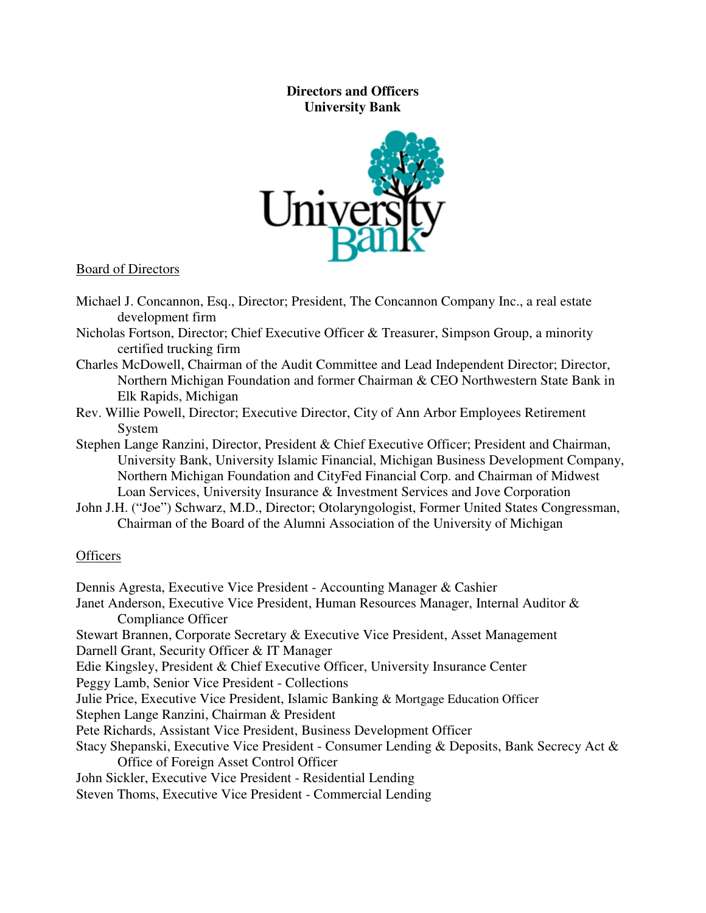**Directors and Officers**
**University Bank**

Board of Directors

- Michael J. Concannon, Esq., Director; President, The Concannon Company Inc., a real estate development firm
- Nicholas Fortson, Director; Chief Executive Officer & Treasurer, Simpson Group, a minority certified trucking firm
- Charles McDowell, Chairman of the Audit Committee and Lead Independent Director; Director, Northern Michigan Foundation and former Chairman & CEO Northwestern State Bank in Elk Rapids, Michigan
- Rev. Willie Powell, Director; Executive Director, City of Ann Arbor Employees Retirement System
- Stephen Lange Ranzini, Director, President & Chief Executive Officer; President and Chairman, University Bank, University Islamic Financial, Michigan Business Development Company, Northern Michigan Foundation and CityFed Financial Corp. and Chairman of Midwest Loan Services, University Insurance & Investment Services and Jove Corporation
- John J.H. ("Joe") Schwarz, M.D., Director; Otolaryngologist, Former United States Congressman, Chairman of the Board of the Alumni Association of the University of Michigan

Officers

- Dennis Agresta, Executive Vice President - Accounting Manager & Cashier
- Janet Anderson, Executive Vice President, Human Resources Manager, Internal Auditor & Compliance Officer
- Stewart Brannen, Corporate Secretary & Executive Vice President, Asset Management
- Darnell Grant, Security Officer & IT Manager
- Edie Kingsley, President & Chief Executive Officer, University Insurance Center
- Peggy Lamb, Senior Vice President - Collections
- Julie Price, Executive Vice President, Islamic Banking & Mortgage Education Officer
- Stephen Lange Ranzini, Chairman & President
- Pete Richards, Assistant Vice President, Business Development Officer
- Stacy Shepanski, Executive Vice President - Consumer Lending & Deposits, Bank Secrecy Act & Office of Foreign Asset Control Officer
- John Sickler, Executive Vice President - Residential Lending
- Steven Thoms, Executive Vice President - Commercial Lending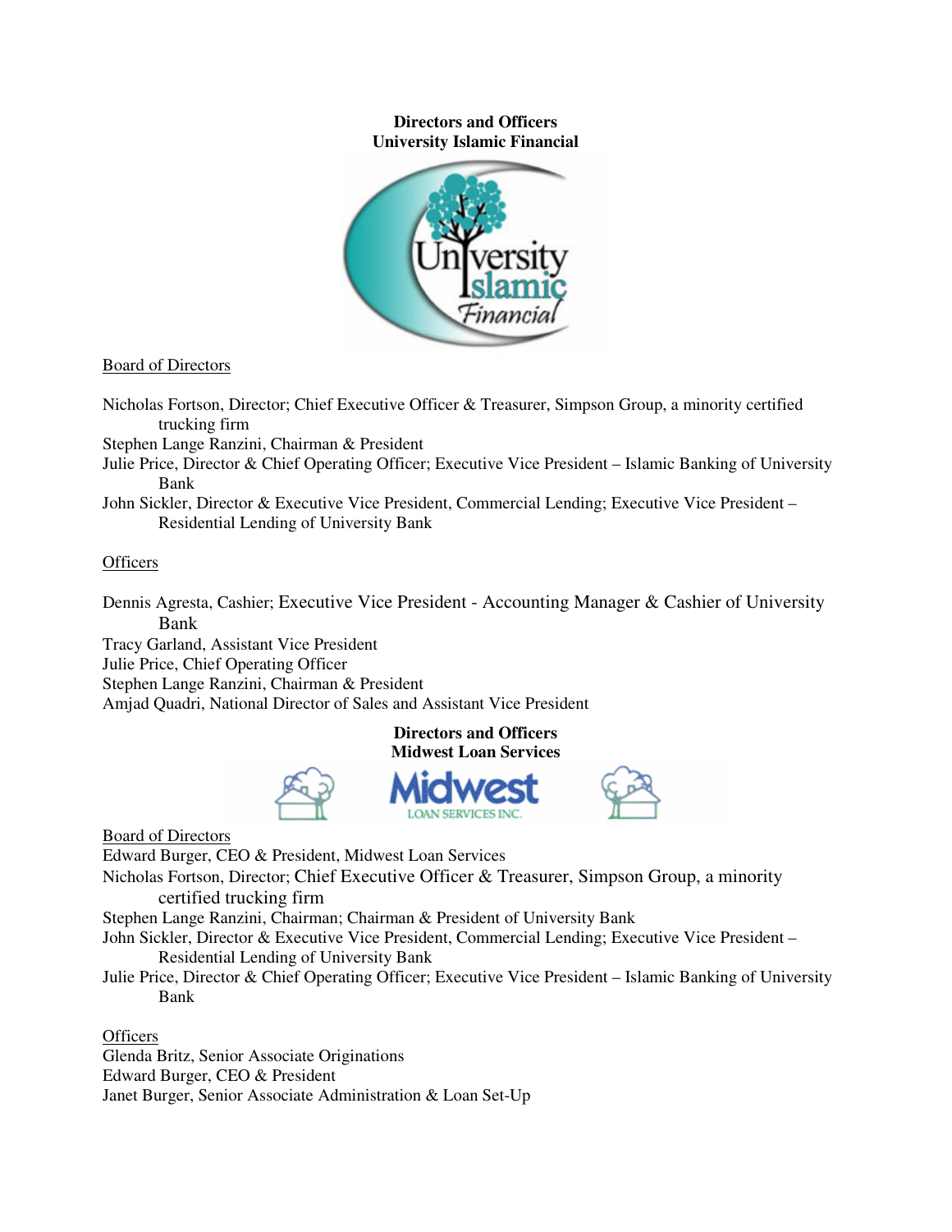**Directors and Officers**
**University Islamic Financial**

Board of Directors

Nicholas Fortson, Director; Chief Executive Officer & Treasurer, Simpson Group, a minority certified trucking firm
Stephen Lange Ranzini, Chairman & President
Julie Price, Director & Chief Operating Officer; Executive Vice President – Islamic Banking of University Bank
John Sickler, Director & Executive Vice President, Commercial Lending; Executive Vice President – Residential Lending of University Bank

Officers

Dennis Agresta, Cashier; Executive Vice President - Accounting Manager & Cashier of University Bank
Tracy Garland, Assistant Vice President
Julie Price, Chief Operating Officer
Stephen Lange Ranzini, Chairman & President
Amjad Quadri, National Director of Sales and Assistant Vice President

**Directors and Officers**
**Midwest Loan Services**

Board of Directors

Edward Burger, CEO & President, Midwest Loan Services
Nicholas Fortson, Director; Chief Executive Officer & Treasurer, Simpson Group, a minority certified trucking firm
Stephen Lange Ranzini, Chairman; Chairman & President of University Bank
John Sickler, Director & Executive Vice President, Commercial Lending; Executive Vice President – Residential Lending of University Bank
Julie Price, Director & Chief Operating Officer; Executive Vice President – Islamic Banking of University Bank

Officers

Glenda Britz, Senior Associate Originations
Edward Burger, CEO & President
Janet Burger, Senior Associate Administration & Loan Set-Up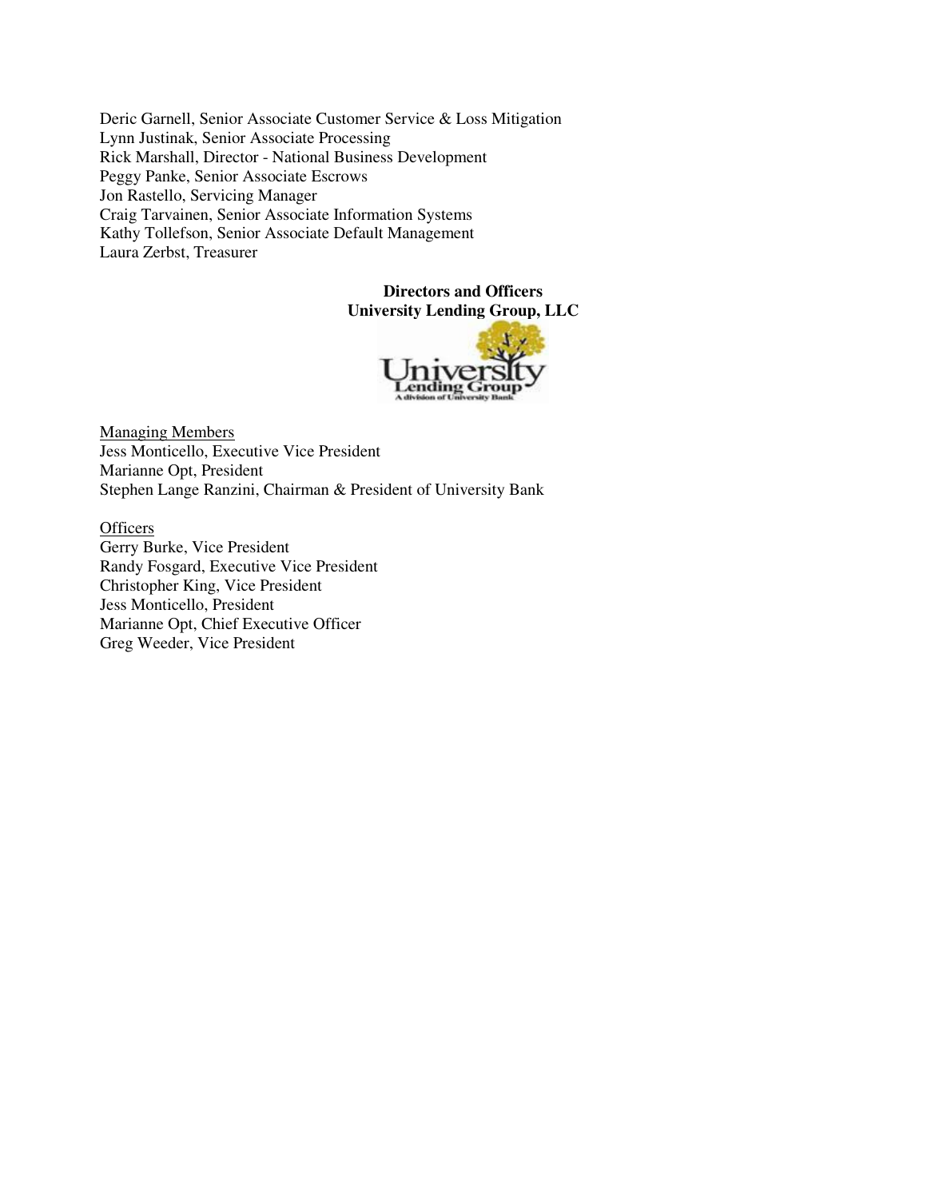Deric Garnell, Senior Associate Customer Service & Loss Mitigation
Lynn Justinak, Senior Associate Processing
Rick Marshall, Director - National Business Development
Peggy Panke, Senior Associate Escrows
Jon Rastello, Servicing Manager
Craig Tarvainen, Senior Associate Information Systems
Kathy Tollefson, Senior Associate Default Management
Laura Zerbst, Treasurer

**Directors and Officers**
**University Lending Group, LLC**

Managing Members
Jess Monticello, Executive Vice President
Marianne Opt, President
Stephen Lange Ranzini, Chairman & President of University Bank

Officers
Gerry Burke, Vice President
Randy Fosgard, Executive Vice President
Christopher King, Vice President
Jess Monticello, President
Marianne Opt, Chief Executive Officer
Greg Weeder, Vice President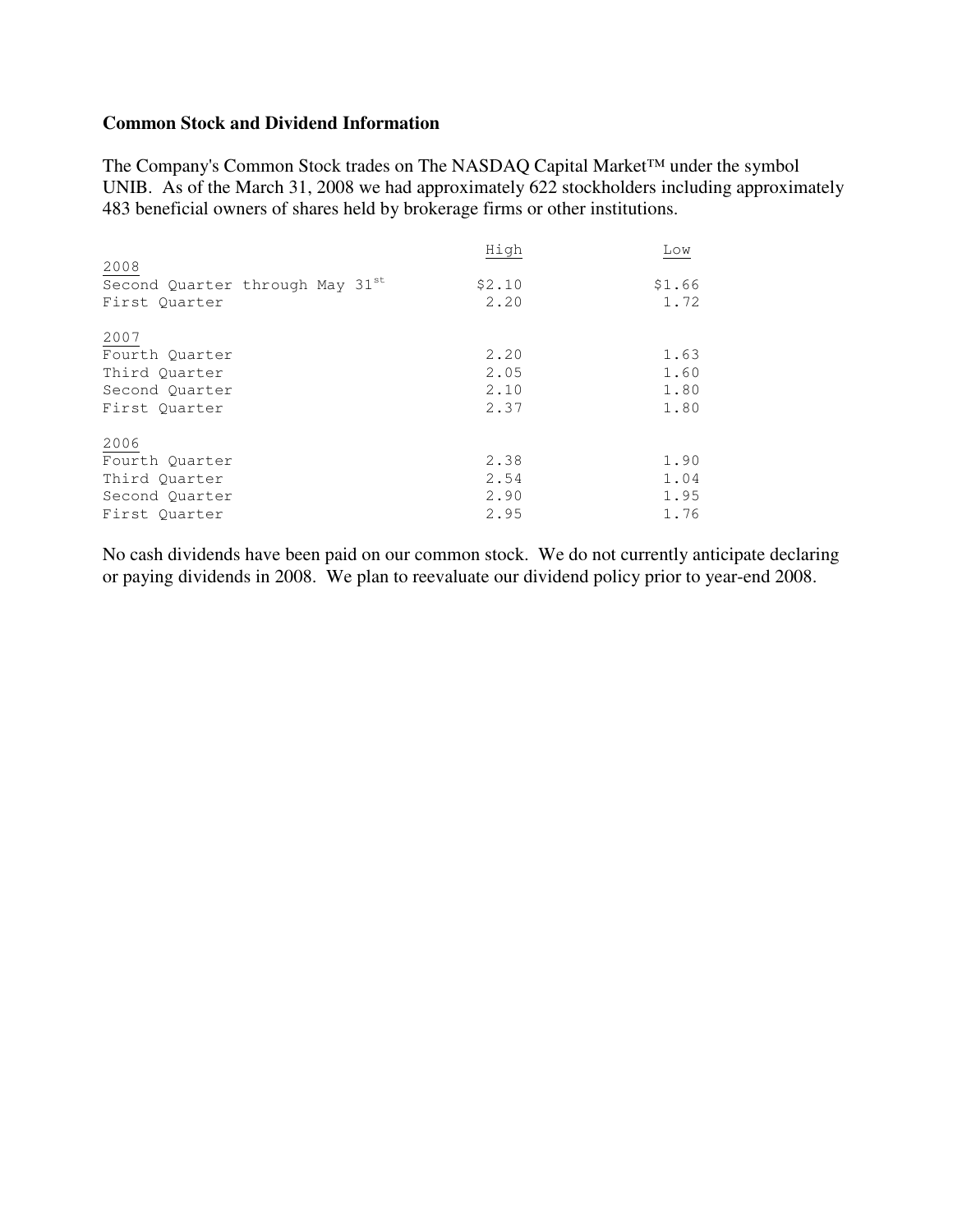**Common Stock and Dividend Information**

The Company's Common Stock trades on The NASDAQ Capital Market™ under the symbol UNIB. As of the March 31, 2008 we had approximately 622 stockholders including approximately 483 beneficial owners of shares held by brokerage firms or other institutions.

| | High | Low |
|---|---|---|
| 2008 | | |
| Second Quarter through May 31st | $2.10 | $1.66 |
| First Quarter | 2.20 | 1.72 |
| 2007 | | |
| Fourth Quarter | 2.20 | 1.63 |
| Third Quarter | 2.05 | 1.60 |
| Second Quarter | 2.10 | 1.80 |
| First Quarter | 2.37 | 1.80 |
| 2006 | | |
| Fourth Quarter | 2.38 | 1.90 |
| Third Quarter | 2.54 | 1.04 |
| Second Quarter | 2.90 | 1.95 |
| First Quarter | 2.95 | 1.76 |

No cash dividends have been paid on our common stock. We do not currently anticipate declaring or paying dividends in 2008. We plan to reevaluate our dividend policy prior to year-end 2008.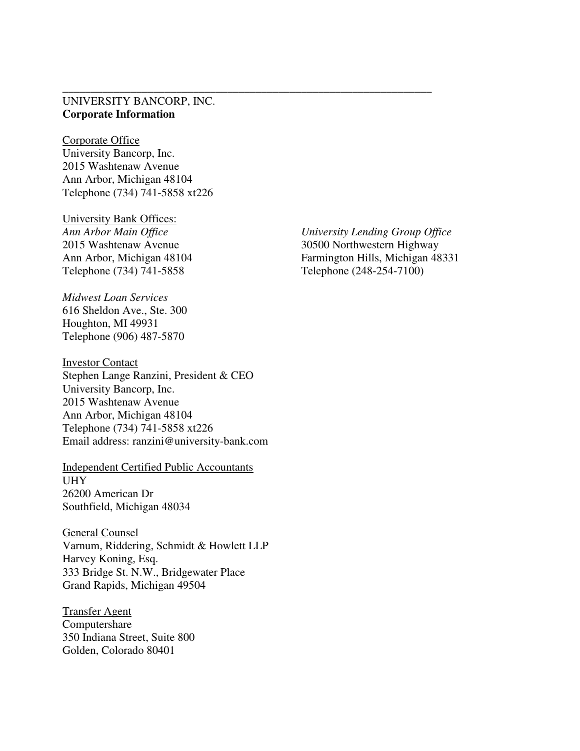---

UNIVERSITY BANCORP, INC.
**Corporate Information**

Corporate Office
University Bancorp, Inc.
2015 Washtenaw Avenue
Ann Arbor, Michigan 48104
Telephone (734) 741-5858 xt226

University Bank Offices:

*Ann Arbor Main Office*
2015 Washtenaw Avenue
Ann Arbor, Michigan 48104
Telephone (734) 741-5858

*University Lending Group Office*
30500 Northwestern Highway
Farmington Hills, Michigan 48331
Telephone (248-254-7100)

*Midwest Loan Services*
616 Sheldon Ave., Ste. 300
Houghton, MI 49931
Telephone (906) 487-5870

Investor Contact
Stephen Lange Ranzini, President & CEO
University Bancorp, Inc.
2015 Washtenaw Avenue
Ann Arbor, Michigan 48104
Telephone (734) 741-5858 xt226
Email address: ranzini@university-bank.com

Independent Certified Public Accountants
UHY
26200 American Dr
Southfield, Michigan 48034

General Counsel
Varnum, Riddering, Schmidt & Howlett LLP
Harvey Koning, Esq.
333 Bridge St. N.W., Bridgewater Place
Grand Rapids, Michigan 49504

Transfer Agent
Computershare
350 Indiana Street, Suite 800
Golden, Colorado 80401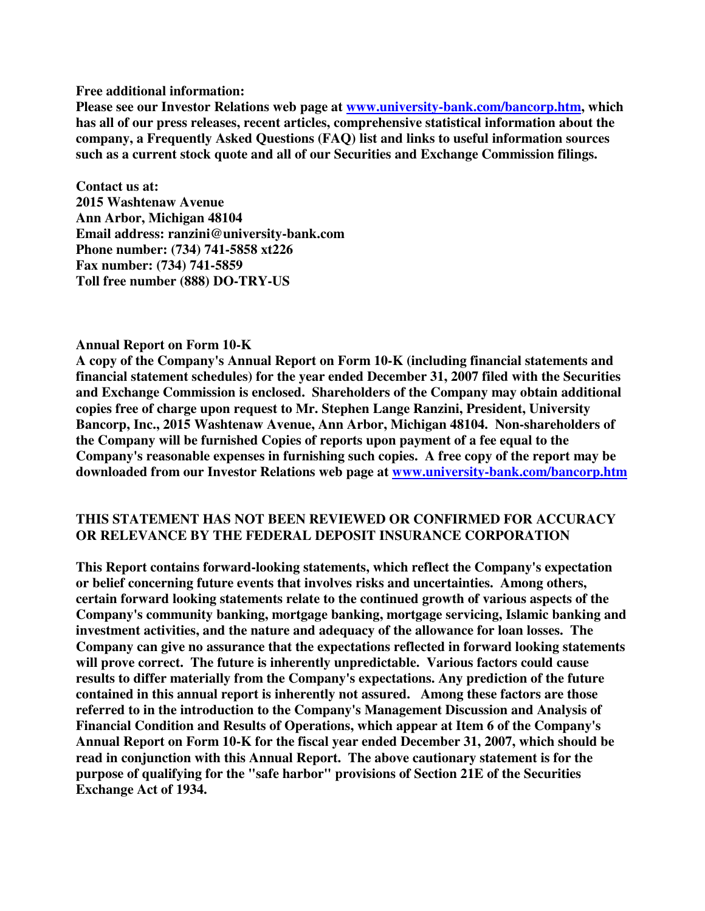**Free additional information:**
**Please see our Investor Relations web page at [www.university-bank.com/bancorp.htm](www.university-bank.com/bancorp.htm), which has all of our press releases, recent articles, comprehensive statistical information about the company, a Frequently Asked Questions (FAQ) list and links to useful information sources such as a current stock quote and all of our Securities and Exchange Commission filings.**

**Contact us at:**
**2015 Washtenaw Avenue**
**Ann Arbor, Michigan 48104**
**Email address: ranzini@university-bank.com**
**Phone number: (734) 741-5858 xt226**
**Fax number: (734) 741-5859**
**Toll free number (888) DO-TRY-US**

**Annual Report on Form 10-K**
**A copy of the Company's Annual Report on Form 10-K (including financial statements and financial statement schedules) for the year ended December 31, 2007 filed with the Securities and Exchange Commission is enclosed. Shareholders of the Company may obtain additional copies free of charge upon request to Mr. Stephen Lange Ranzini, President, University Bancorp, Inc., 2015 Washtenaw Avenue, Ann Arbor, Michigan 48104. Non-shareholders of the Company will be furnished Copies of reports upon payment of a fee equal to the Company's reasonable expenses in furnishing such copies. A free copy of the report may be downloaded from our Investor Relations web page at [www.university-bank.com/bancorp.htm](www.university-bank.com/bancorp.htm)**

**THIS STATEMENT HAS NOT BEEN REVIEWED OR CONFIRMED FOR ACCURACY OR RELEVANCE BY THE FEDERAL DEPOSIT INSURANCE CORPORATION**

**This Report contains forward-looking statements, which reflect the Company's expectation or belief concerning future events that involves risks and uncertainties. Among others, certain forward looking statements relate to the continued growth of various aspects of the Company's community banking, mortgage banking, mortgage servicing, Islamic banking and investment activities, and the nature and adequacy of the allowance for loan losses. The Company can give no assurance that the expectations reflected in forward looking statements will prove correct. The future is inherently unpredictable. Various factors could cause results to differ materially from the Company's expectations. Any prediction of the future contained in this annual report is inherently not assured. Among these factors are those referred to in the introduction to the Company's Management Discussion and Analysis of Financial Condition and Results of Operations, which appear at Item 6 of the Company's Annual Report on Form 10-K for the fiscal year ended December 31, 2007, which should be read in conjunction with this Annual Report. The above cautionary statement is for the purpose of qualifying for the "safe harbor" provisions of Section 21E of the Securities Exchange Act of 1934.**